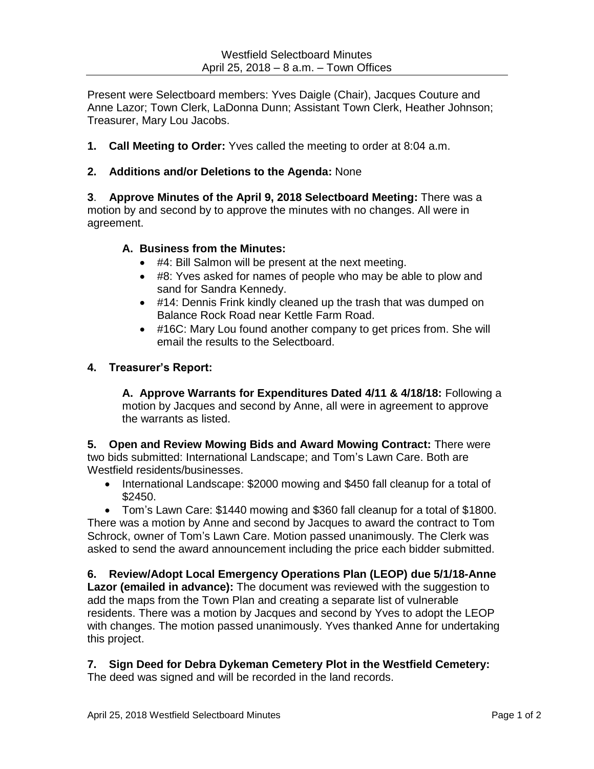Westfield Selectboard Minutes
April 25, 2018 – 8 a.m. – Town Offices

Present were Selectboard members: Yves Daigle (Chair), Jacques Couture and Anne Lazor; Town Clerk, LaDonna Dunn; Assistant Town Clerk, Heather Johnson; Treasurer, Mary Lou Jacobs.

**1. Call Meeting to Order:** Yves called the meeting to order at 8:04 a.m.

**2. Additions and/or Deletions to the Agenda:** None

**3**. **Approve Minutes of the April 9, 2018 Selectboard Meeting:** There was a motion by and second by to approve the minutes with no changes. All were in agreement.

**A. Business from the Minutes:**

- #4: Bill Salmon will be present at the next meeting.
- #8: Yves asked for names of people who may be able to plow and sand for Sandra Kennedy.
- #14: Dennis Frink kindly cleaned up the trash that was dumped on Balance Rock Road near Kettle Farm Road.
- #16C: Mary Lou found another company to get prices from. She will email the results to the Selectboard.

**4. Treasurer's Report:**

**A. Approve Warrants for Expenditures Dated 4/11 & 4/18/18:** Following a motion by Jacques and second by Anne, all were in agreement to approve the warrants as listed.

**5. Open and Review Mowing Bids and Award Mowing Contract:** There were two bids submitted: International Landscape; and Tom's Lawn Care. Both are Westfield residents/businesses.

- International Landscape: $2000 mowing and $450 fall cleanup for a total of $2450.
- Tom's Lawn Care: $1440 mowing and $360 fall cleanup for a total of $1800.

There was a motion by Anne and second by Jacques to award the contract to Tom Schrock, owner of Tom's Lawn Care. Motion passed unanimously. The Clerk was asked to send the award announcement including the price each bidder submitted.

**6. Review/Adopt Local Emergency Operations Plan (LEOP) due 5/1/18-Anne Lazor (emailed in advance):** The document was reviewed with the suggestion to add the maps from the Town Plan and creating a separate list of vulnerable residents. There was a motion by Jacques and second by Yves to adopt the LEOP with changes. The motion passed unanimously. Yves thanked Anne for undertaking this project.

**7. Sign Deed for Debra Dykeman Cemetery Plot in the Westfield Cemetery:** The deed was signed and will be recorded in the land records.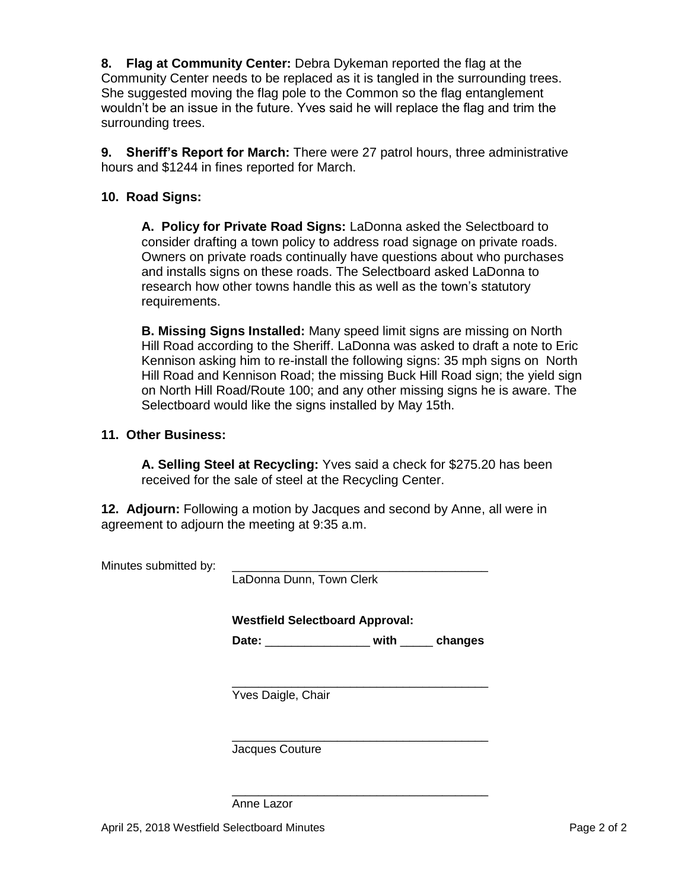**8. Flag at Community Center:** Debra Dykeman reported the flag at the Community Center needs to be replaced as it is tangled in the surrounding trees. She suggested moving the flag pole to the Common so the flag entanglement wouldn't be an issue in the future. Yves said he will replace the flag and trim the surrounding trees.

**9. Sheriff's Report for March:** There were 27 patrol hours, three administrative hours and $1244 in fines reported for March.

**10. Road Signs:**

**A. Policy for Private Road Signs:** LaDonna asked the Selectboard to consider drafting a town policy to address road signage on private roads. Owners on private roads continually have questions about who purchases and installs signs on these roads. The Selectboard asked LaDonna to research how other towns handle this as well as the town's statutory requirements.

**B. Missing Signs Installed:** Many speed limit signs are missing on North Hill Road according to the Sheriff. LaDonna was asked to draft a note to Eric Kennison asking him to re-install the following signs: 35 mph signs on North Hill Road and Kennison Road; the missing Buck Hill Road sign; the yield sign on North Hill Road/Route 100; and any other missing signs he is aware. The Selectboard would like the signs installed by May 15th.

**11. Other Business:**

**A. Selling Steel at Recycling:** Yves said a check for $275.20 has been received for the sale of steel at the Recycling Center.

**12. Adjourn:** Following a motion by Jacques and second by Anne, all were in agreement to adjourn the meeting at 9:35 a.m.

Minutes submitted by: \_\_\_\_\_\_\_\_\_\_\_\_\_\_\_\_\_\_\_\_\_\_\_\_\_\_\_\_\_\_\_\_\_\_\_\_\_\_
LaDonna Dunn, Town Clerk

**Westfield Selectboard Approval:**

**Date:** \_\_\_\_\_\_\_\_\_\_\_\_\_\_\_\_ **with** \_\_\_\_\_ **changes**

\_\_\_\_\_\_\_\_\_\_\_\_\_\_\_\_\_\_\_\_\_\_\_\_\_\_\_\_\_\_\_\_\_\_\_\_\_\_
Yves Daigle, Chair

\_\_\_\_\_\_\_\_\_\_\_\_\_\_\_\_\_\_\_\_\_\_\_\_\_\_\_\_\_\_\_\_\_\_\_\_\_\_
Jacques Couture

\_\_\_\_\_\_\_\_\_\_\_\_\_\_\_\_\_\_\_\_\_\_\_\_\_\_\_\_\_\_\_\_\_\_\_\_\_\_
Anne Lazor